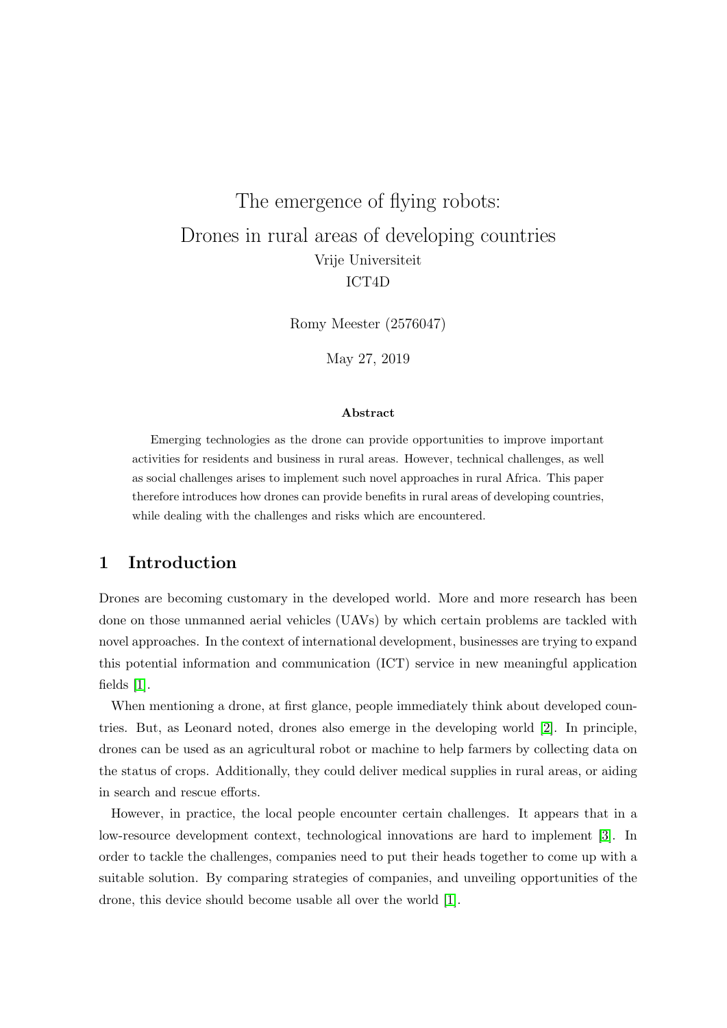# The emergence of flying robots: Drones in rural areas of developing countries

Vrije Universiteit

ICT4D

Romy Meester (2576047)

May 27, 2019

**Abstract**

Emerging technologies as the drone can provide opportunities to improve important activities for residents and business in rural areas. However, technical challenges, as well as social challenges arises to implement such novel approaches in rural Africa. This paper therefore introduces how drones can provide benefits in rural areas of developing countries, while dealing with the challenges and risks which are encountered.

## 1 Introduction

Drones are becoming customary in the developed world. More and more research has been done on those unmanned aerial vehicles (UAVs) by which certain problems are tackled with novel approaches. In the context of international development, businesses are trying to expand this potential information and communication (ICT) service in new meaningful application fields [1].

When mentioning a drone, at first glance, people immediately think about developed countries. But, as Leonard noted, drones also emerge in the developing world [2]. In principle, drones can be used as an agricultural robot or machine to help farmers by collecting data on the status of crops. Additionally, they could deliver medical supplies in rural areas, or aiding in search and rescue efforts.

However, in practice, the local people encounter certain challenges. It appears that in a low-resource development context, technological innovations are hard to implement [3]. In order to tackle the challenges, companies need to put their heads together to come up with a suitable solution. By comparing strategies of companies, and unveiling opportunities of the drone, this device should become usable all over the world [1].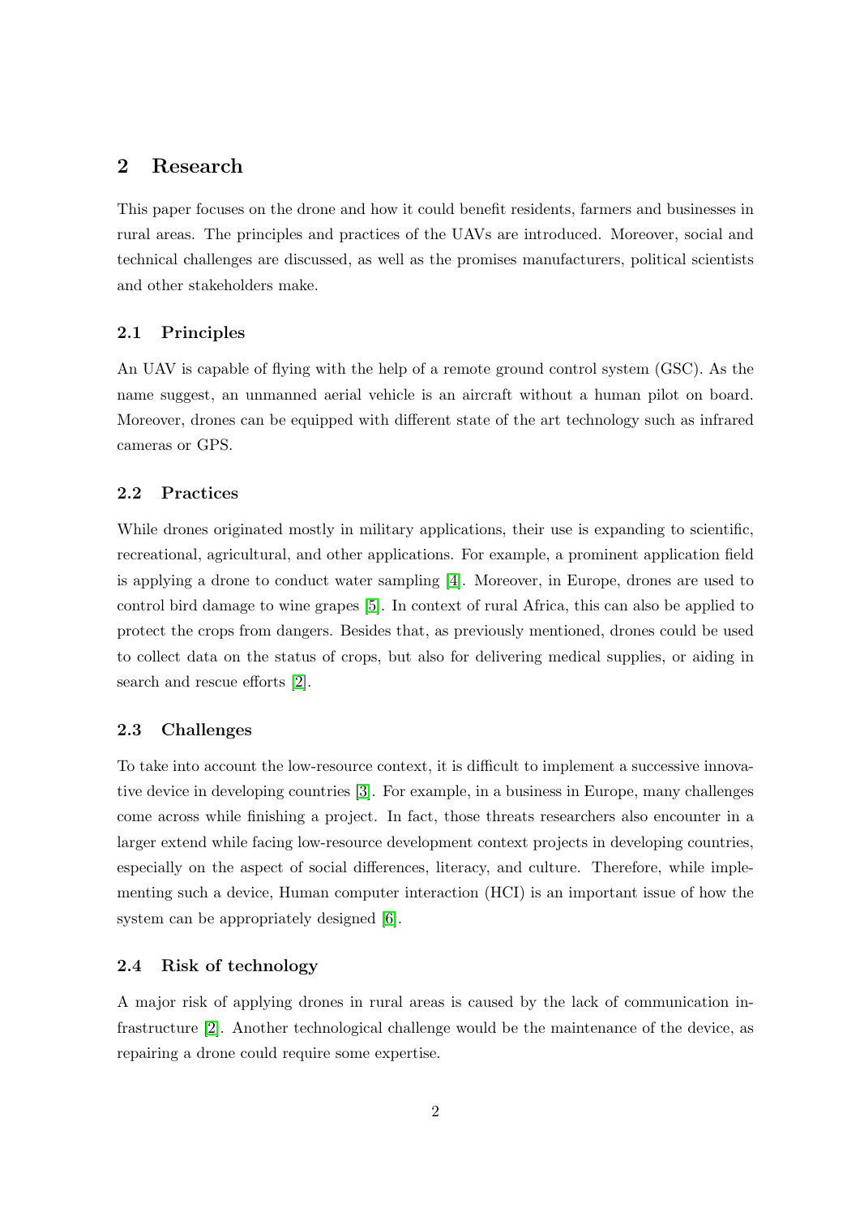## 2 Research

This paper focuses on the drone and how it could benefit residents, farmers and businesses in rural areas. The principles and practices of the UAVs are introduced. Moreover, social and technical challenges are discussed, as well as the promises manufacturers, political scientists and other stakeholders make.

### 2.1 Principles

An UAV is capable of flying with the help of a remote ground control system (GSC). As the name suggest, an unmanned aerial vehicle is an aircraft without a human pilot on board. Moreover, drones can be equipped with different state of the art technology such as infrared cameras or GPS.

### 2.2 Practices

While drones originated mostly in military applications, their use is expanding to scientific, recreational, agricultural, and other applications. For example, a prominent application field is applying a drone to conduct water sampling [4]. Moreover, in Europe, drones are used to control bird damage to wine grapes [5]. In context of rural Africa, this can also be applied to protect the crops from dangers. Besides that, as previously mentioned, drones could be used to collect data on the status of crops, but also for delivering medical supplies, or aiding in search and rescue efforts [2].

### 2.3 Challenges

To take into account the low-resource context, it is difficult to implement a successive innovative device in developing countries [3]. For example, in a business in Europe, many challenges come across while finishing a project. In fact, those threats researchers also encounter in a larger extend while facing low-resource development context projects in developing countries, especially on the aspect of social differences, literacy, and culture. Therefore, while implementing such a device, Human computer interaction (HCI) is an important issue of how the system can be appropriately designed [6].

### 2.4 Risk of technology

A major risk of applying drones in rural areas is caused by the lack of communication infrastructure [2]. Another technological challenge would be the maintenance of the device, as repairing a drone could require some expertise.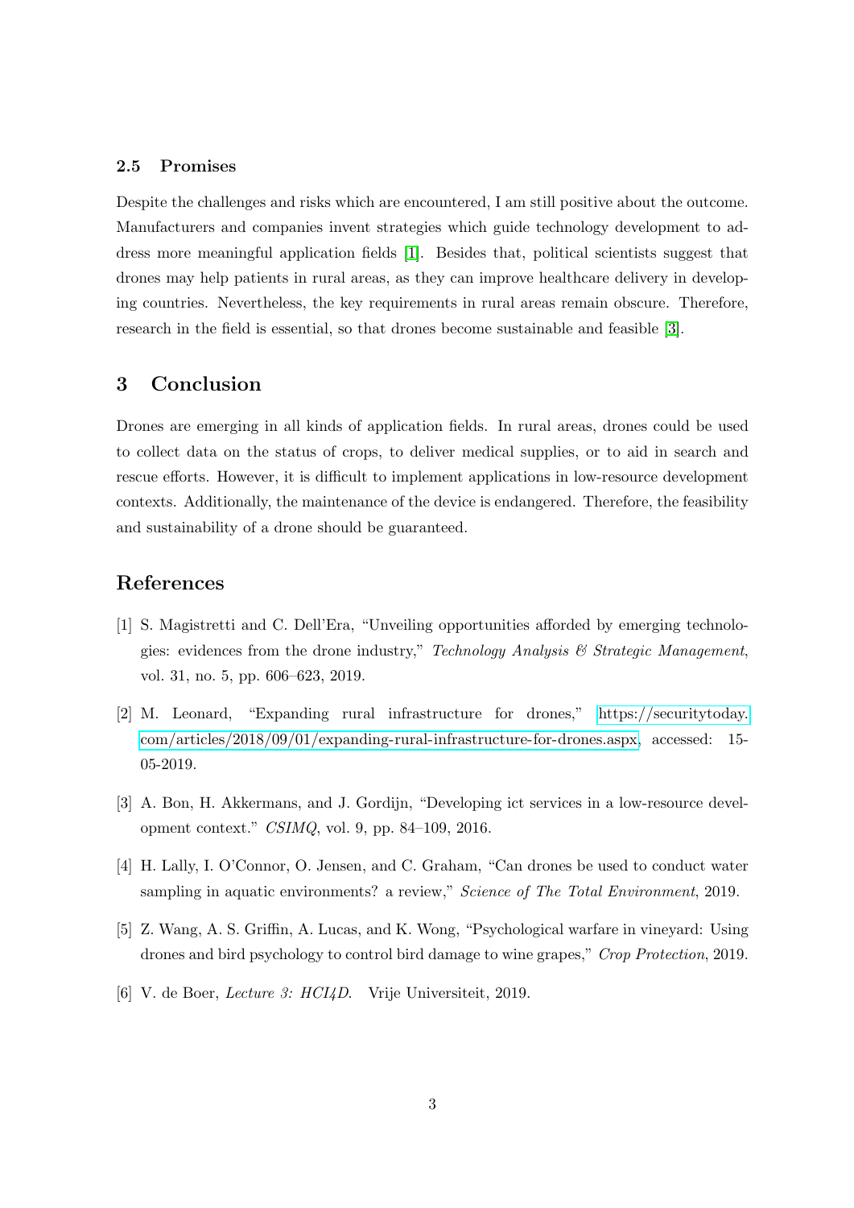### 2.5 Promises

Despite the challenges and risks which are encountered, I am still positive about the outcome. Manufacturers and companies invent strategies which guide technology development to address more meaningful application fields [1]. Besides that, political scientists suggest that drones may help patients in rural areas, as they can improve healthcare delivery in developing countries. Nevertheless, the key requirements in rural areas remain obscure. Therefore, research in the field is essential, so that drones become sustainable and feasible [3].

## 3 Conclusion

Drones are emerging in all kinds of application fields. In rural areas, drones could be used to collect data on the status of crops, to deliver medical supplies, or to aid in search and rescue efforts. However, it is difficult to implement applications in low-resource development contexts. Additionally, the maintenance of the device is endangered. Therefore, the feasibility and sustainability of a drone should be guaranteed.

## References

[1] S. Magistretti and C. Dell'Era, "Unveiling opportunities afforded by emerging technologies: evidences from the drone industry," *Technology Analysis & Strategic Management*, vol. 31, no. 5, pp. 606–623, 2019.

[2] M. Leonard, "Expanding rural infrastructure for drones," https://securitytoday.com/articles/2018/09/01/expanding-rural-infrastructure-for-drones.aspx, accessed: 15-05-2019.

[3] A. Bon, H. Akkermans, and J. Gordijn, "Developing ict services in a low-resource development context." *CSIMQ*, vol. 9, pp. 84–109, 2016.

[4] H. Lally, I. O'Connor, O. Jensen, and C. Graham, "Can drones be used to conduct water sampling in aquatic environments? a review," *Science of The Total Environment*, 2019.

[5] Z. Wang, A. S. Griffin, A. Lucas, and K. Wong, "Psychological warfare in vineyard: Using drones and bird psychology to control bird damage to wine grapes," *Crop Protection*, 2019.

[6] V. de Boer, *Lecture 3: HCI4D*. Vrije Universiteit, 2019.